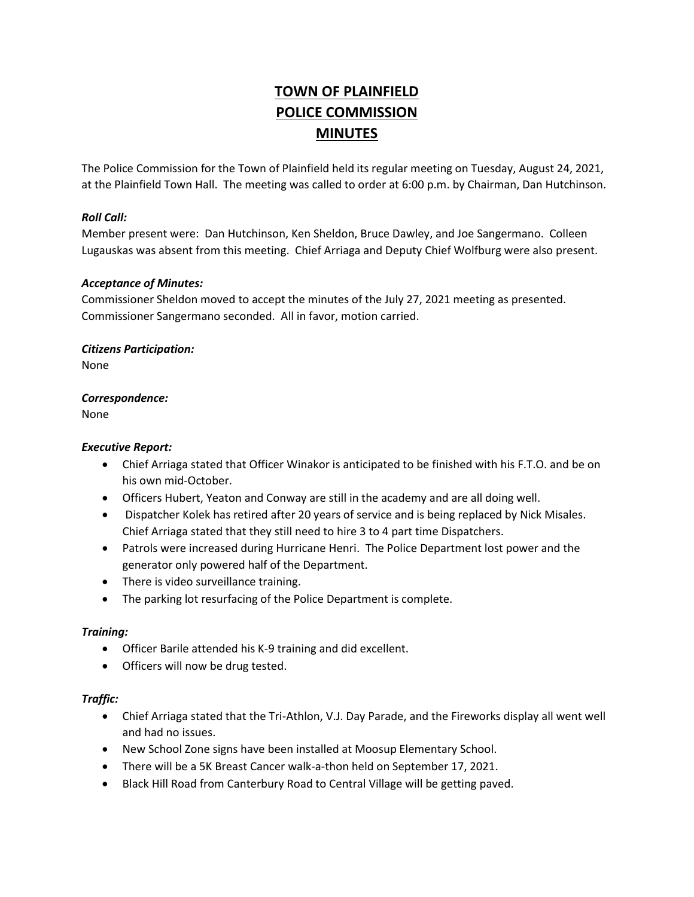# TOWN OF PLAINFIELD
# POLICE COMMISSION
# MINUTES

The Police Commission for the Town of Plainfield held its regular meeting on Tuesday, August 24, 2021, at the Plainfield Town Hall. The meeting was called to order at 6:00 p.m. by Chairman, Dan Hutchinson.

***Roll Call:***
Member present were: Dan Hutchinson, Ken Sheldon, Bruce Dawley, and Joe Sangermano. Colleen Lugauskas was absent from this meeting. Chief Arriaga and Deputy Chief Wolfburg were also present.

***Acceptance of Minutes:***
Commissioner Sheldon moved to accept the minutes of the July 27, 2021 meeting as presented. Commissioner Sangermano seconded. All in favor, motion carried.

***Citizens Participation:***
None

***Correspondence:***
None

***Executive Report:***

- Chief Arriaga stated that Officer Winakor is anticipated to be finished with his F.T.O. and be on his own mid-October.
- Officers Hubert, Yeaton and Conway are still in the academy and are all doing well.
- Dispatcher Kolek has retired after 20 years of service and is being replaced by Nick Misales. Chief Arriaga stated that they still need to hire 3 to 4 part time Dispatchers.
- Patrols were increased during Hurricane Henri. The Police Department lost power and the generator only powered half of the Department.
- There is video surveillance training.
- The parking lot resurfacing of the Police Department is complete.

***Training:***

- Officer Barile attended his K-9 training and did excellent.
- Officers will now be drug tested.

***Traffic:***

- Chief Arriaga stated that the Tri-Athlon, V.J. Day Parade, and the Fireworks display all went well and had no issues.
- New School Zone signs have been installed at Moosup Elementary School.
- There will be a 5K Breast Cancer walk-a-thon held on September 17, 2021.
- Black Hill Road from Canterbury Road to Central Village will be getting paved.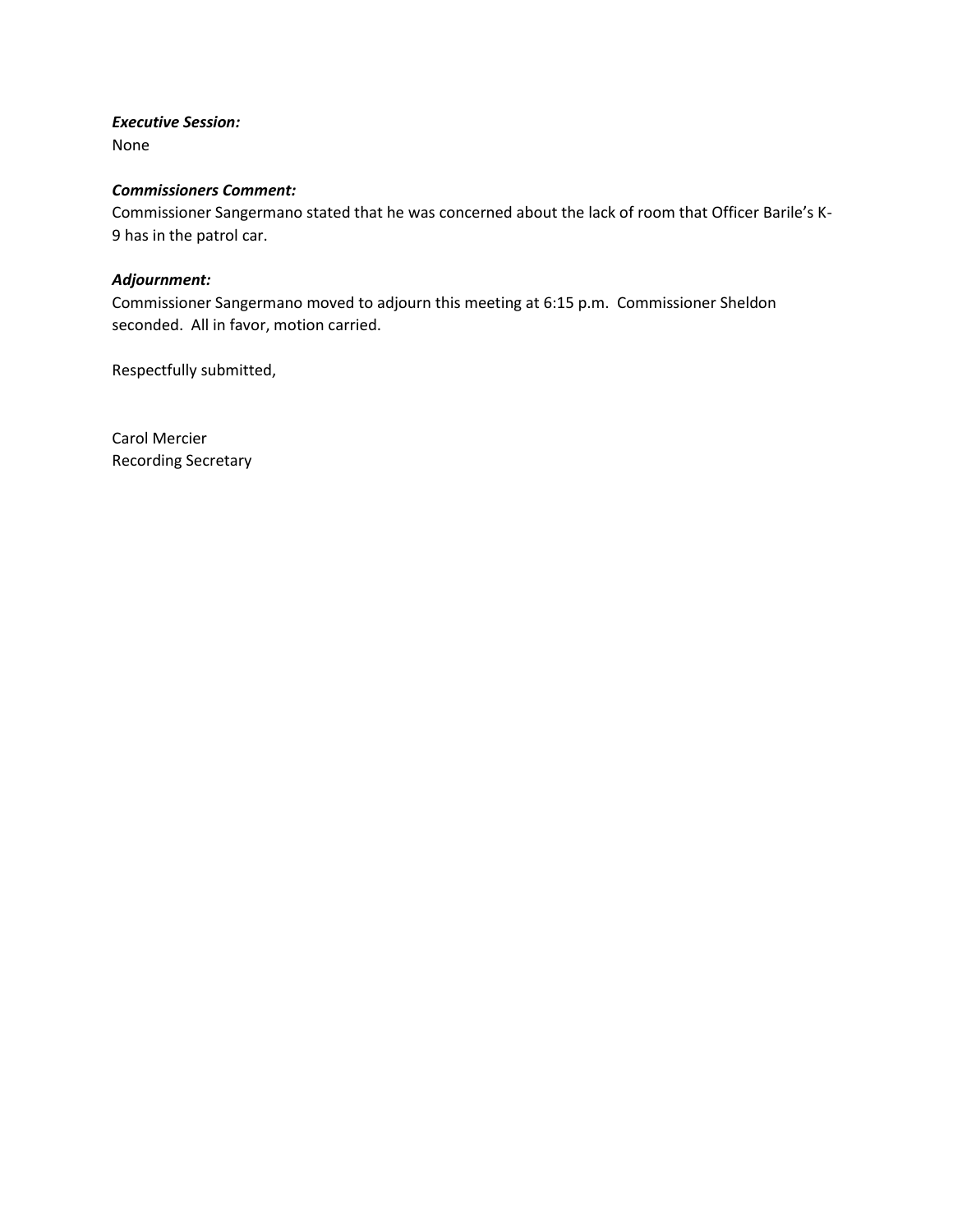***Executive Session:***
None

***Commissioners Comment:***
Commissioner Sangermano stated that he was concerned about the lack of room that Officer Barile's K-9 has in the patrol car.

***Adjournment:***
Commissioner Sangermano moved to adjourn this meeting at 6:15 p.m. Commissioner Sheldon seconded. All in favor, motion carried.

Respectfully submitted,

Carol Mercier
Recording Secretary